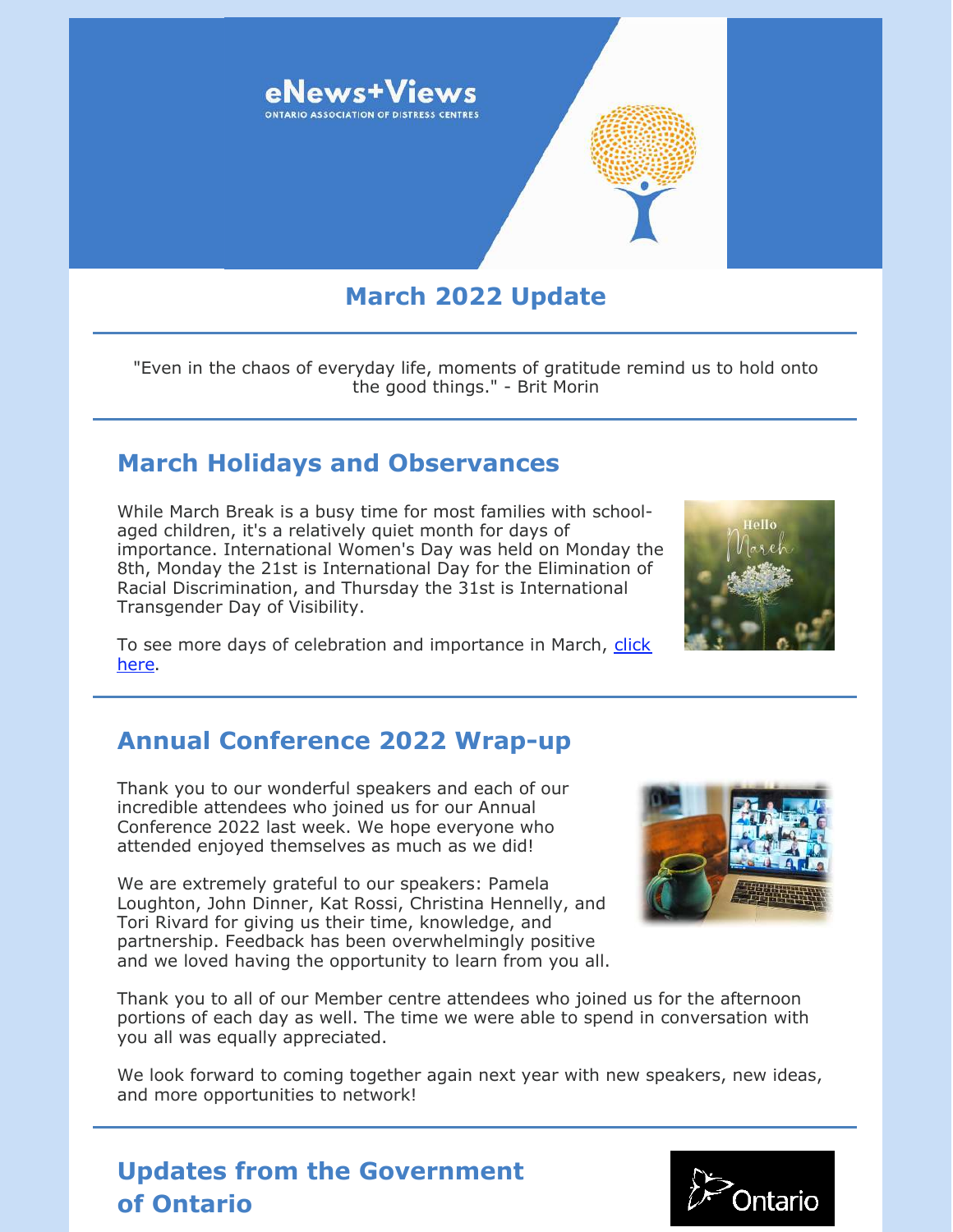eNews+Views

ONTARIO ASSOCIATION OF DISTRESS CENTRES

## March 2022 Update

"Even in the chaos of everyday life, moments of gratitude remind us to hold onto the good things." - Brit Morin

## March Holidays and Observances

While March Break is a busy time for most families with school-aged children, it's a relatively quiet month for days of importance. International Women's Day was held on Monday the 8th, Monday the 21st is International Day for the Elimination of Racial Discrimination, and Thursday the 31st is International Transgender Day of Visibility.

To see more days of celebration and importance in March, click here.

## Annual Conference 2022 Wrap-up

Thank you to our wonderful speakers and each of our incredible attendees who joined us for our Annual Conference 2022 last week. We hope everyone who attended enjoyed themselves as much as we did!

We are extremely grateful to our speakers: Pamela Loughton, John Dinner, Kat Rossi, Christina Hennelly, and Tori Rivard for giving us their time, knowledge, and partnership. Feedback has been overwhelmingly positive and we loved having the opportunity to learn from you all.

Thank you to all of our Member centre attendees who joined us for the afternoon portions of each day as well. The time we were able to spend in conversation with you all was equally appreciated.

We look forward to coming together again next year with new speakers, new ideas, and more opportunities to network!

## Updates from the Government of Ontario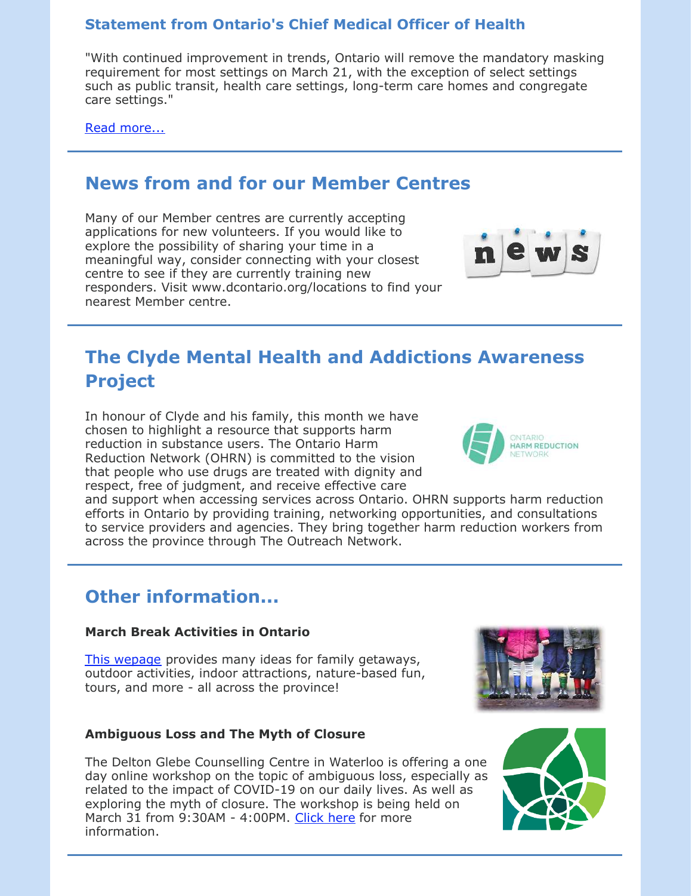### Statement from Ontario's Chief Medical Officer of Health

"With continued improvement in trends, Ontario will remove the mandatory masking requirement for most settings on March 21, with the exception of select settings such as public transit, health care settings, long-term care homes and congregate care settings."

Read more...

---

## News from and for our Member Centres

Many of our Member centres are currently accepting applications for new volunteers. If you would like to explore the possibility of sharing your time in a meaningful way, consider connecting with your closest centre to see if they are currently training new responders. Visit www.dcontario.org/locations to find your nearest Member centre.

---

## The Clyde Mental Health and Addictions Awareness Project

In honour of Clyde and his family, this month we have chosen to highlight a resource that supports harm reduction in substance users. The Ontario Harm Reduction Network (OHRN) is committed to the vision that people who use drugs are treated with dignity and respect, free of judgment, and receive effective care and support when accessing services across Ontario. OHRN supports harm reduction efforts in Ontario by providing training, networking opportunities, and consultations to service providers and agencies. They bring together harm reduction workers from across the province through The Outreach Network.

---

## Other information...

**March Break Activities in Ontario**

This wepage provides many ideas for family getaways, outdoor activities, indoor attractions, nature-based fun, tours, and more - all across the province!

**Ambiguous Loss and The Myth of Closure**

The Delton Glebe Counselling Centre in Waterloo is offering a one day online workshop on the topic of ambiguous loss, especially as related to the impact of COVID-19 on our daily lives. As well as exploring the myth of closure. The workshop is being held on March 31 from 9:30AM - 4:00PM. Click here for more information.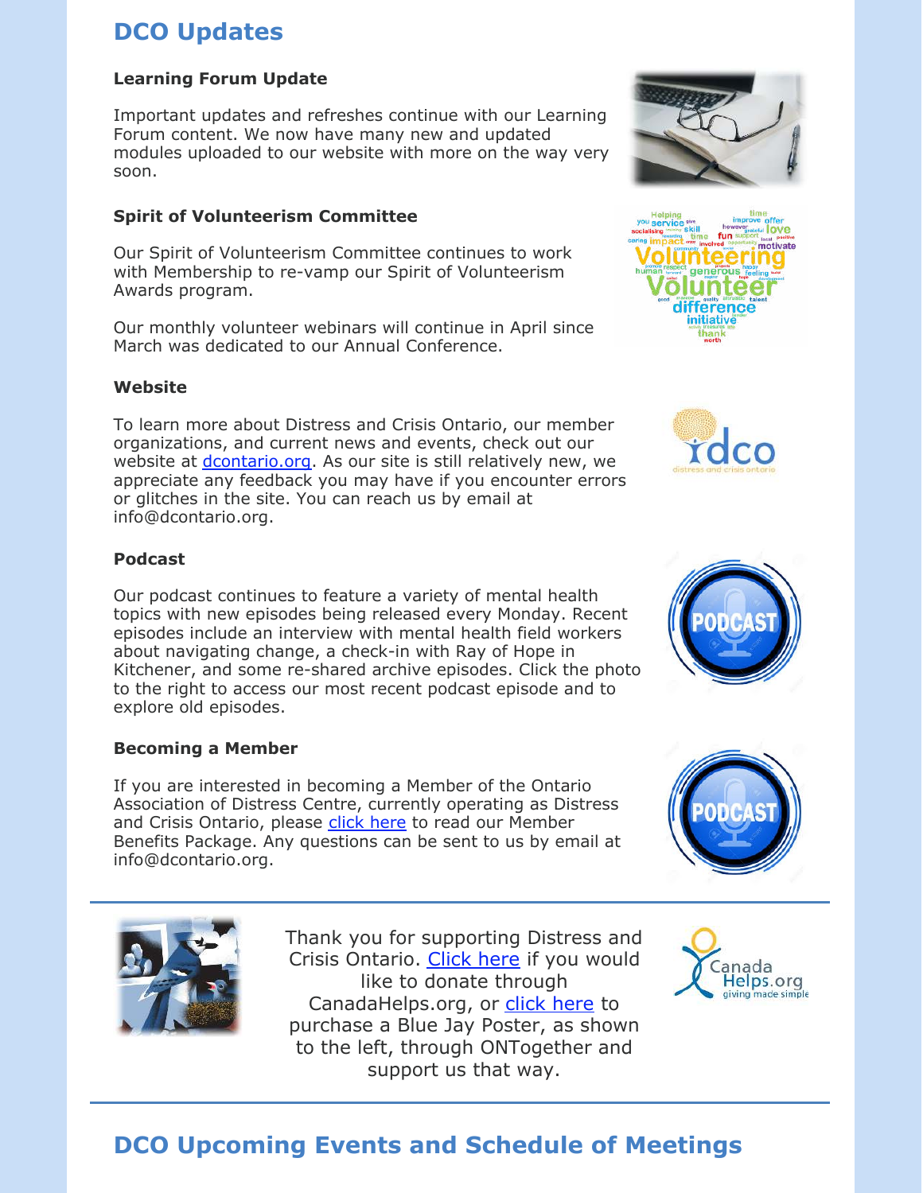## DCO Updates

**Learning Forum Update**

Important updates and refreshes continue with our Learning Forum content. We now have many new and updated modules uploaded to our website with more on the way very soon.

**Spirit of Volunteerism Committee**

Our Spirit of Volunteerism Committee continues to work with Membership to re-vamp our Spirit of Volunteerism Awards program.

Our monthly volunteer webinars will continue in April since March was dedicated to our Annual Conference.

**Website**

To learn more about Distress and Crisis Ontario, our member organizations, and current news and events, check out our website at [dcontario.org](dcontario.org). As our site is still relatively new, we appreciate any feedback you may have if you encounter errors or glitches in the site. You can reach us by email at info@dcontario.org.

**Podcast**

Our podcast continues to feature a variety of mental health topics with new episodes being released every Monday. Recent episodes include an interview with mental health field workers about navigating change, a check-in with Ray of Hope in Kitchener, and some re-shared archive episodes. Click the photo to the right to access our most recent podcast episode and to explore old episodes.

**Becoming a Member**

If you are interested in becoming a Member of the Ontario Association of Distress Centre, currently operating as Distress and Crisis Ontario, please click here to read our Member Benefits Package. Any questions can be sent to us by email at info@dcontario.org.

---

Thank you for supporting Distress and Crisis Ontario. Click here if you would like to donate through CanadaHelps.org, or click here to purchase a Blue Jay Poster, as shown to the left, through ONTogether and support us that way.

---

## DCO Upcoming Events and Schedule of Meetings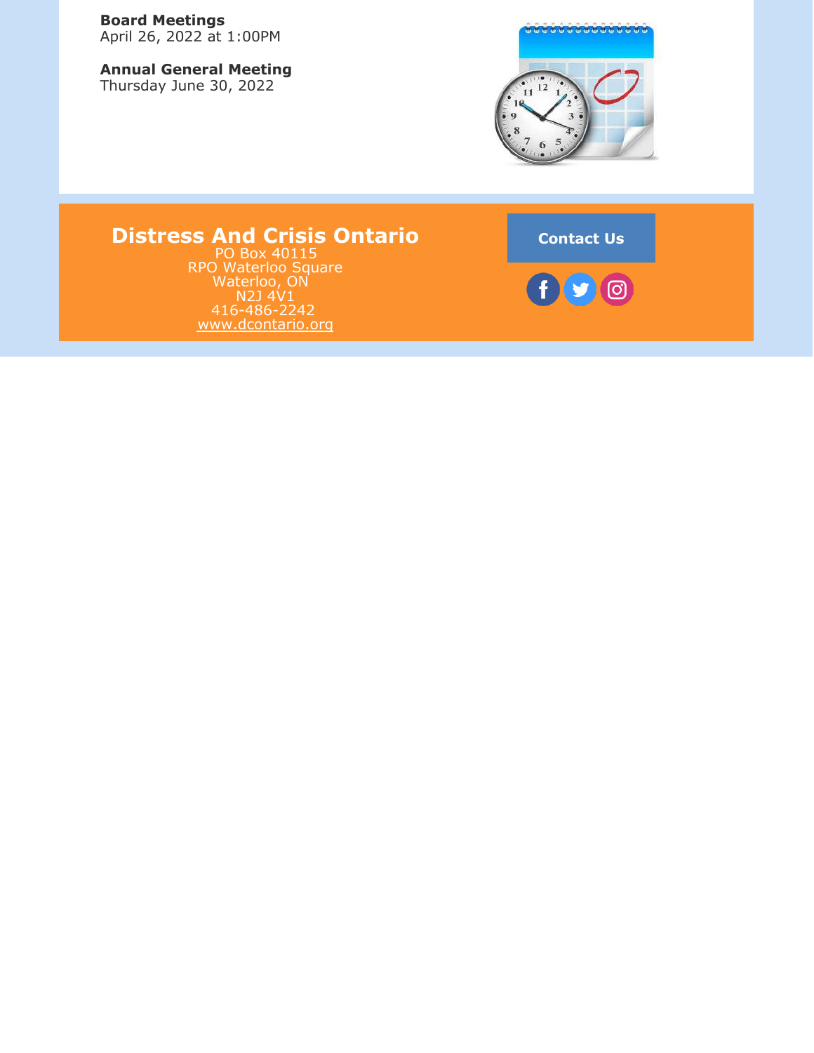**Board Meetings**
April 26, 2022 at 1:00PM

**Annual General Meeting**
Thursday June 30, 2022

## Distress And Crisis Ontario

PO Box 40115
RPO Waterloo Square
Waterloo, ON
N2J 4V1
416-486-2242
www.dcontario.org

Contact Us